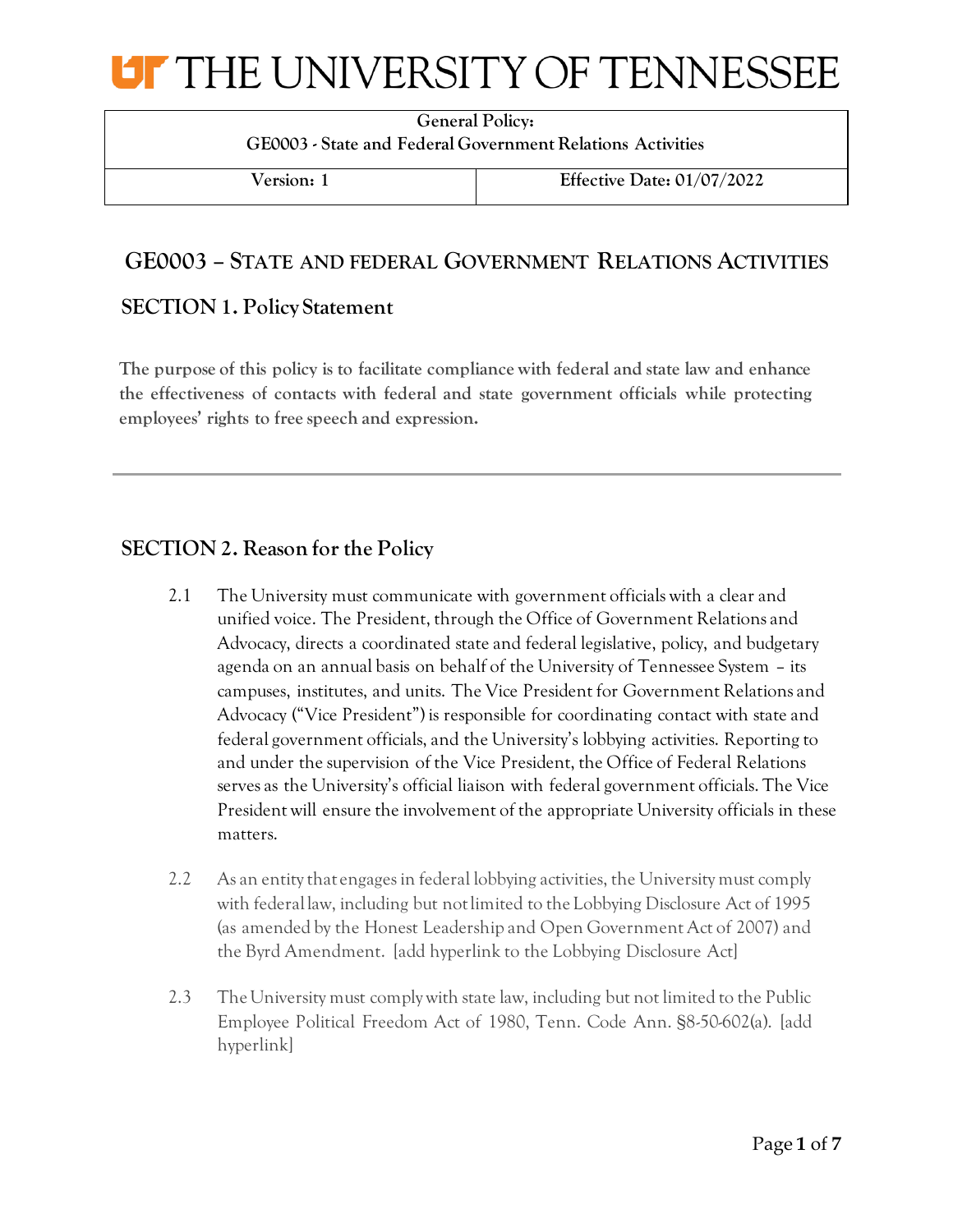# THE UNIVERSITY OF TENNESSEE

| General Policy: GE0003 - State and Federal Government Relations Activities | |
|---|---|
| Version: 1 | Effective Date: 01/07/2022 |

## GE0003 – STATE AND FEDERAL GOVERNMENT RELATIONS ACTIVITIES

### SECTION 1. Policy Statement

**The purpose of this policy is to facilitate compliance with federal and state law and enhance the effectiveness of contacts with federal and state government officials while protecting employees' rights to free speech and expression.**

---

### SECTION 2. Reason for the Policy

2.1 The University must communicate with government officials with a clear and unified voice. The President, through the Office of Government Relations and Advocacy, directs a coordinated state and federal legislative, policy, and budgetary agenda on an annual basis on behalf of the University of Tennessee System – its campuses, institutes, and units. The Vice President for Government Relations and Advocacy ("Vice President") is responsible for coordinating contact with state and federal government officials, and the University's lobbying activities. Reporting to and under the supervision of the Vice President, the Office of Federal Relations serves as the University's official liaison with federal government officials. The Vice President will ensure the involvement of the appropriate University officials in these matters.

2.2 As an entity that engages in federal lobbying activities, the University must comply with federal law, including but not limited to the Lobbying Disclosure Act of 1995 (as amended by the Honest Leadership and Open Government Act of 2007) and the Byrd Amendment. [add hyperlink to the Lobbying Disclosure Act]

2.3 The University must comply with state law, including but not limited to the Public Employee Political Freedom Act of 1980, Tenn. Code Ann. §8-50-602(a). [add hyperlink]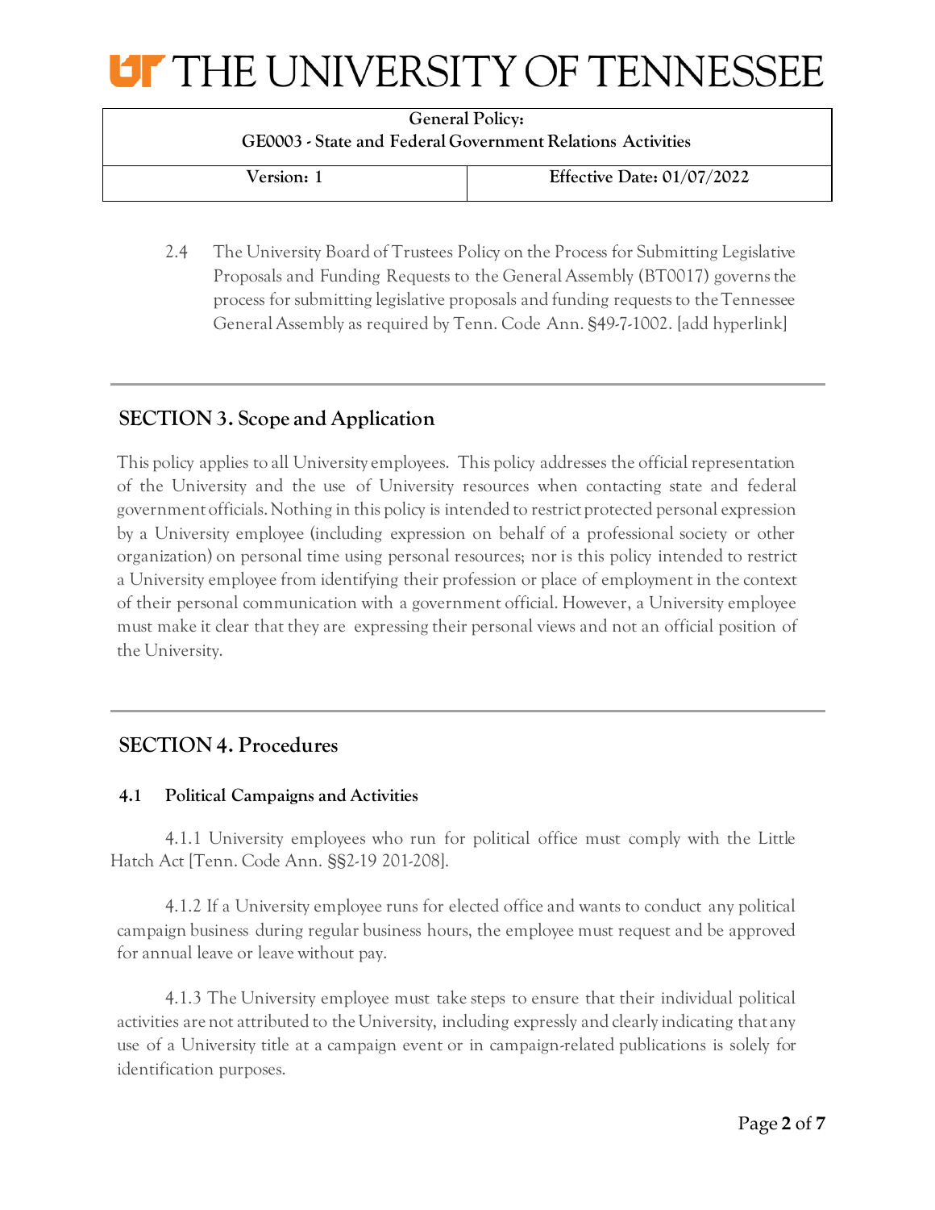2.4 The University Board of Trustees Policy on the Process for Submitting Legislative Proposals and Funding Requests to the General Assembly (BT0017) governs the process for submitting legislative proposals and funding requests to the Tennessee General Assembly as required by Tenn. Code Ann. §49-7-1002. [add hyperlink]

## SECTION 3. Scope and Application

This policy applies to all University employees. This policy addresses the official representation of the University and the use of University resources when contacting state and federal government officials. Nothing in this policy is intended to restrict protected personal expression by a University employee (including expression on behalf of a professional society or other organization) on personal time using personal resources; nor is this policy intended to restrict a University employee from identifying their profession or place of employment in the context of their personal communication with a government official. However, a University employee must make it clear that they are expressing their personal views and not an official position of the University.

## SECTION 4. Procedures

### 4.1 Political Campaigns and Activities

4.1.1 University employees who run for political office must comply with the Little Hatch Act [Tenn. Code Ann. §§2-19 201-208].

4.1.2 If a University employee runs for elected office and wants to conduct any political campaign business during regular business hours, the employee must request and be approved for annual leave or leave without pay.

4.1.3 The University employee must take steps to ensure that their individual political activities are not attributed to the University, including expressly and clearly indicating that any use of a University title at a campaign event or in campaign-related publications is solely for identification purposes.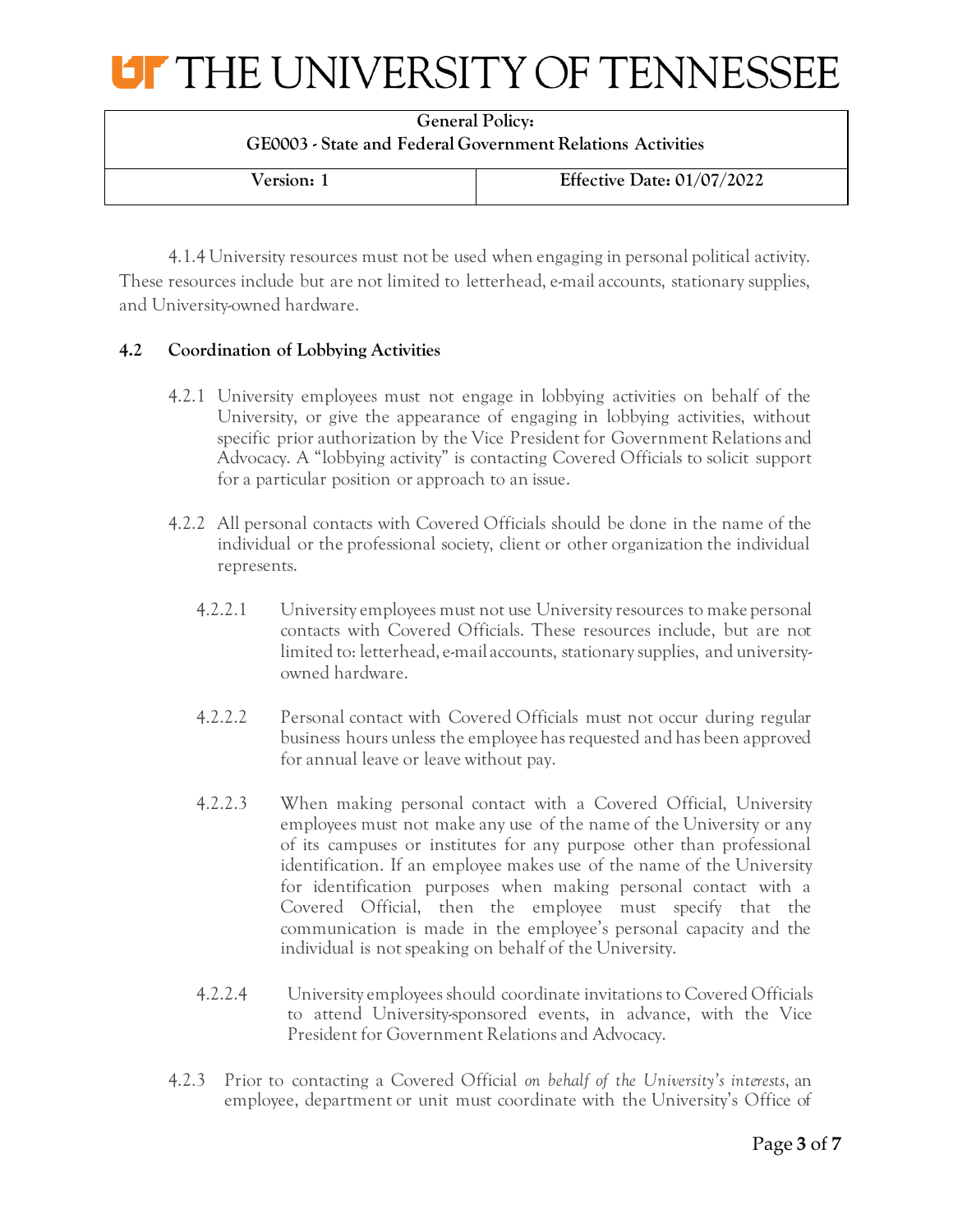4.1.4 University resources must not be used when engaging in personal political activity. These resources include but are not limited to letterhead, e-mail accounts, stationary supplies, and University-owned hardware.

### 4.2 Coordination of Lobbying Activities

4.2.1 University employees must not engage in lobbying activities on behalf of the University, or give the appearance of engaging in lobbying activities, without specific prior authorization by the Vice President for Government Relations and Advocacy. A "lobbying activity" is contacting Covered Officials to solicit support for a particular position or approach to an issue.

4.2.2 All personal contacts with Covered Officials should be done in the name of the individual or the professional society, client or other organization the individual represents.

4.2.2.1 University employees must not use University resources to make personal contacts with Covered Officials. These resources include, but are not limited to: letterhead, e-mail accounts, stationary supplies, and university-owned hardware.

4.2.2.2 Personal contact with Covered Officials must not occur during regular business hours unless the employee has requested and has been approved for annual leave or leave without pay.

4.2.2.3 When making personal contact with a Covered Official, University employees must not make any use of the name of the University or any of its campuses or institutes for any purpose other than professional identification. If an employee makes use of the name of the University for identification purposes when making personal contact with a Covered Official, then the employee must specify that the communication is made in the employee's personal capacity and the individual is not speaking on behalf of the University.

4.2.2.4 University employees should coordinate invitations to Covered Officials to attend University-sponsored events, in advance, with the Vice President for Government Relations and Advocacy.

4.2.3 Prior to contacting a Covered Official *on behalf of the University's interests*, an employee, department or unit must coordinate with the University's Office of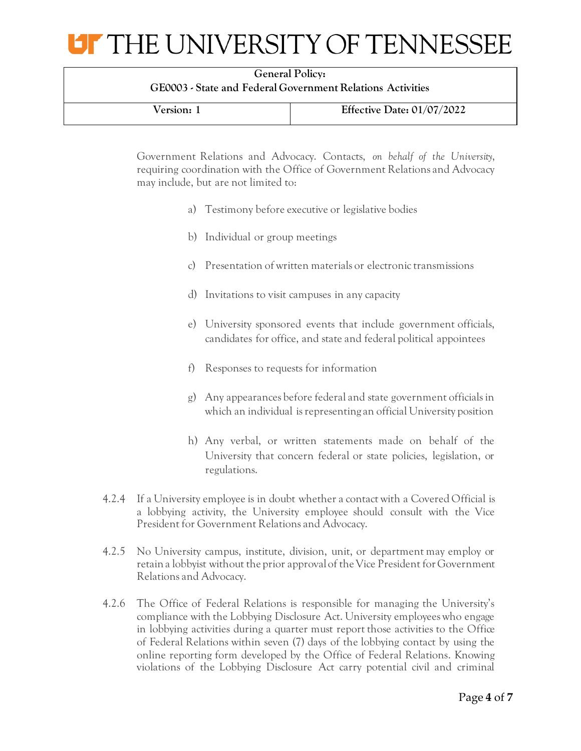Government Relations and Advocacy. Contacts, *on behalf of the University*, requiring coordination with the Office of Government Relations and Advocacy may include, but are not limited to:

a) Testimony before executive or legislative bodies

b) Individual or group meetings

c) Presentation of written materials or electronic transmissions

d) Invitations to visit campuses in any capacity

e) University sponsored events that include government officials, candidates for office, and state and federal political appointees

f) Responses to requests for information

g) Any appearances before federal and state government officials in which an individual is representing an official University position

h) Any verbal, or written statements made on behalf of the University that concern federal or state policies, legislation, or regulations.

4.2.4 If a University employee is in doubt whether a contact with a Covered Official is a lobbying activity, the University employee should consult with the Vice President for Government Relations and Advocacy.

4.2.5 No University campus, institute, division, unit, or department may employ or retain a lobbyist without the prior approval of the Vice President for Government Relations and Advocacy.

4.2.6 The Office of Federal Relations is responsible for managing the University's compliance with the Lobbying Disclosure Act. University employees who engage in lobbying activities during a quarter must report those activities to the Office of Federal Relations within seven (7) days of the lobbying contact by using the online reporting form developed by the Office of Federal Relations. Knowing violations of the Lobbying Disclosure Act carry potential civil and criminal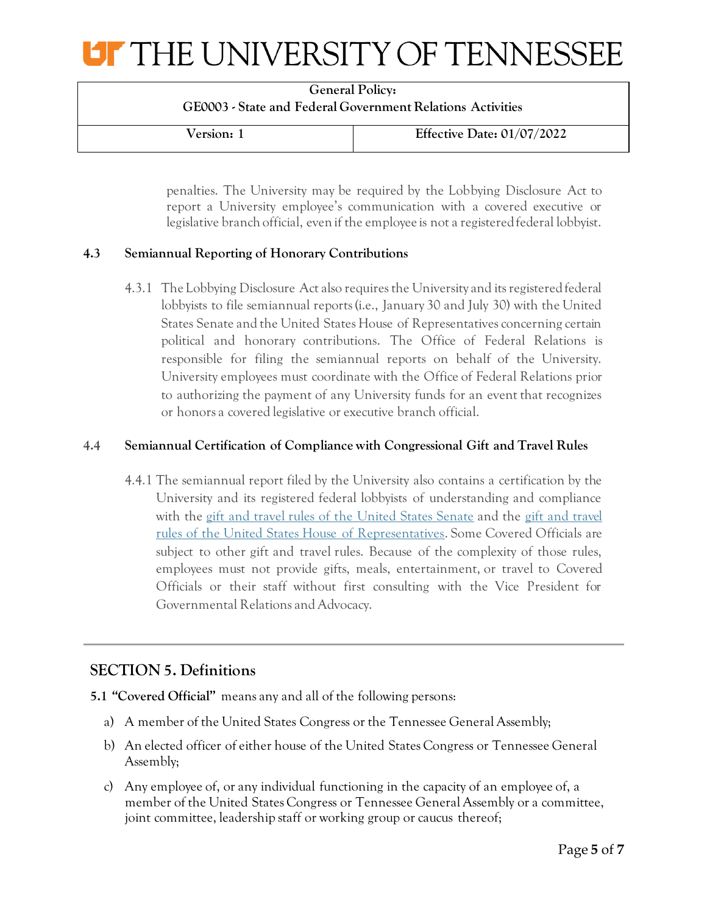penalties. The University may be required by the Lobbying Disclosure Act to report a University employee's communication with a covered executive or legislative branch official, even if the employee is not a registered federal lobbyist.

### 4.3 Semiannual Reporting of Honorary Contributions

4.3.1 The Lobbying Disclosure Act also requires the University and its registered federal lobbyists to file semiannual reports (i.e., January 30 and July 30) with the United States Senate and the United States House of Representatives concerning certain political and honorary contributions. The Office of Federal Relations is responsible for filing the semiannual reports on behalf of the University. University employees must coordinate with the Office of Federal Relations prior to authorizing the payment of any University funds for an event that recognizes or honors a covered legislative or executive branch official.

### 4.4 Semiannual Certification of Compliance with Congressional Gift and Travel Rules

4.4.1 The semiannual report filed by the University also contains a certification by the University and its registered federal lobbyists of understanding and compliance with the gift and travel rules of the United States Senate and the gift and travel rules of the United States House of Representatives. Some Covered Officials are subject to other gift and travel rules. Because of the complexity of those rules, employees must not provide gifts, meals, entertainment, or travel to Covered Officials or their staff without first consulting with the Vice President for Governmental Relations and Advocacy.

---

## SECTION 5. Definitions

**5.1 "Covered Official"** means any and all of the following persons:

a) A member of the United States Congress or the Tennessee General Assembly;

b) An elected officer of either house of the United States Congress or Tennessee General Assembly;

c) Any employee of, or any individual functioning in the capacity of an employee of, a member of the United States Congress or Tennessee General Assembly or a committee, joint committee, leadership staff or working group or caucus thereof;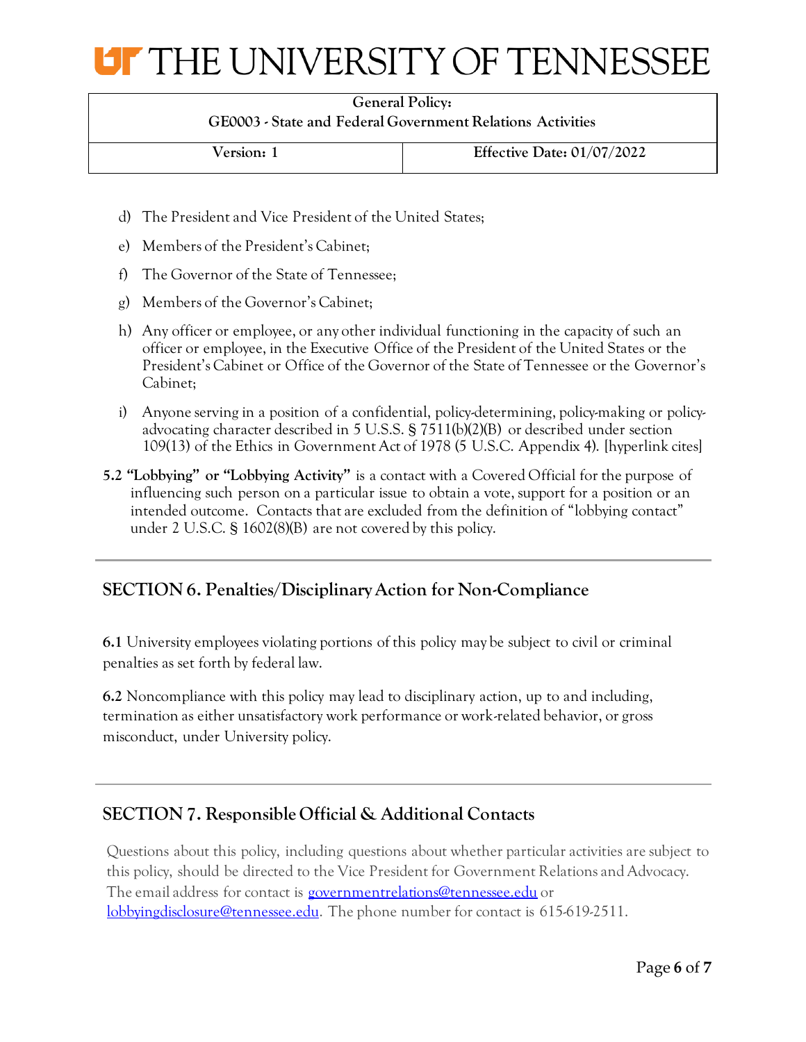d) The President and Vice President of the United States;

e) Members of the President's Cabinet;

f) The Governor of the State of Tennessee;

g) Members of the Governor's Cabinet;

h) Any officer or employee, or any other individual functioning in the capacity of such an officer or employee, in the Executive Office of the President of the United States or the President's Cabinet or Office of the Governor of the State of Tennessee or the Governor's Cabinet;

i) Anyone serving in a position of a confidential, policy-determining, policy-making or policy-advocating character described in 5 U.S.S. § 7511(b)(2)(B) or described under section 109(13) of the Ethics in Government Act of 1978 (5 U.S.C. Appendix 4). [hyperlink cites]

**5.2 "Lobbying" or "Lobbying Activity"** is a contact with a Covered Official for the purpose of influencing such person on a particular issue to obtain a vote, support for a position or an intended outcome. Contacts that are excluded from the definition of "lobbying contact" under 2 U.S.C. § 1602(8)(B) are not covered by this policy.

## SECTION 6. Penalties/Disciplinary Action for Non-Compliance

**6.1** University employees violating portions of this policy may be subject to civil or criminal penalties as set forth by federal law.

**6.2** Noncompliance with this policy may lead to disciplinary action, up to and including, termination as either unsatisfactory work performance or work-related behavior, or gross misconduct, under University policy.

## SECTION 7. Responsible Official & Additional Contacts

Questions about this policy, including questions about whether particular activities are subject to this policy, should be directed to the Vice President for Government Relations and Advocacy. The email address for contact is governmentrelations@tennessee.edu or lobbyingdisclosure@tennessee.edu. The phone number for contact is 615-619-2511.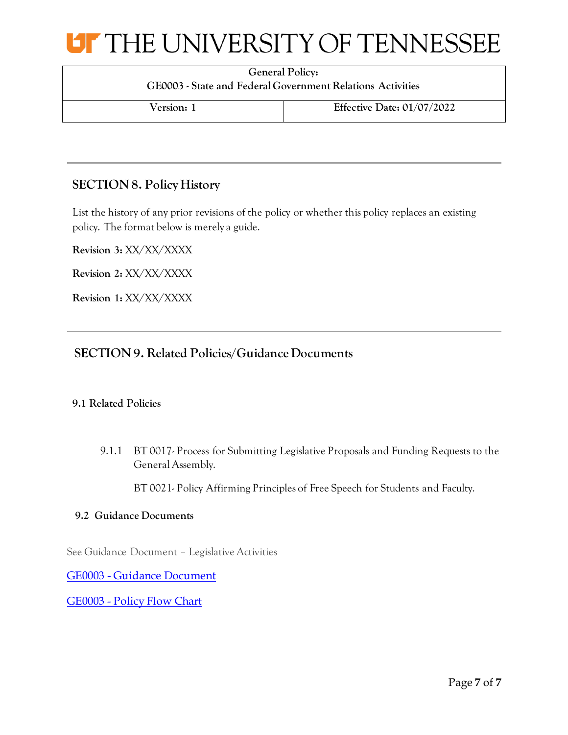## SECTION 8. Policy History

List the history of any prior revisions of the policy or whether this policy replaces an existing policy. The format below is merely a guide.

**Revision 3:** XX/XX/XXXX

**Revision 2:** XX/XX/XXXX

**Revision 1:** XX/XX/XXXX

## SECTION 9. Related Policies/Guidance Documents

### 9.1 Related Policies

9.1.1 BT 0017- Process for Submitting Legislative Proposals and Funding Requests to the General Assembly.

BT 0021- Policy Affirming Principles of Free Speech for Students and Faculty.

### 9.2 Guidance Documents

See Guidance Document – Legislative Activities

GE0003 - Guidance Document

GE0003 - Policy Flow Chart